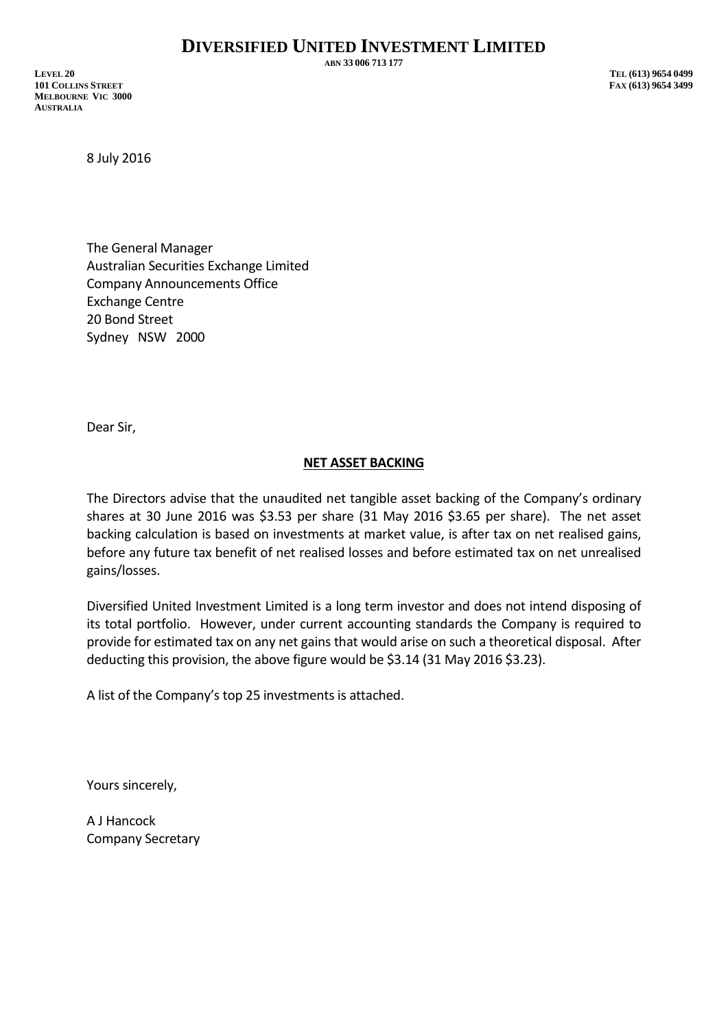# DIVERSIFIED UNITED INVESTMENT LIMITED

ABN 33 006 713 177

LEVEL 20
101 COLLINS STREET
MELBOURNE VIC 3000
AUSTRALIA

TEL (613) 9654 0499
FAX (613) 9654 3499

8 July 2016

The General Manager
Australian Securities Exchange Limited
Company Announcements Office
Exchange Centre
20 Bond Street
Sydney NSW 2000

Dear Sir,

**NET ASSET BACKING**

The Directors advise that the unaudited net tangible asset backing of the Company's ordinary shares at 30 June 2016 was $3.53 per share (31 May 2016 $3.65 per share). The net asset backing calculation is based on investments at market value, is after tax on net realised gains, before any future tax benefit of net realised losses and before estimated tax on net unrealised gains/losses.

Diversified United Investment Limited is a long term investor and does not intend disposing of its total portfolio. However, under current accounting standards the Company is required to provide for estimated tax on any net gains that would arise on such a theoretical disposal. After deducting this provision, the above figure would be $3.14 (31 May 2016 $3.23).

A list of the Company's top 25 investments is attached.

Yours sincerely,

A J Hancock
Company Secretary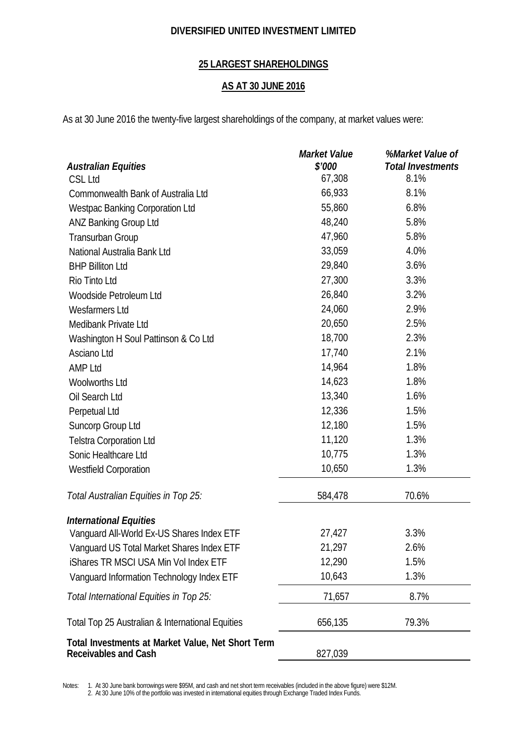**DIVERSIFIED UNITED INVESTMENT LIMITED**

**25 LARGEST SHAREHOLDINGS**

**AS AT 30 JUNE 2016**

As at 30 June 2016 the twenty-five largest shareholdings of the company, at market values were:

| ***Australian Equities*** | ***Market Value $'000*** | ***%Market Value of Total Investments*** |
|---|---|---|
| CSL Ltd | 67,308 | 8.1% |
| Commonwealth Bank of Australia Ltd | 66,933 | 8.1% |
| Westpac Banking Corporation Ltd | 55,860 | 6.8% |
| ANZ Banking Group Ltd | 48,240 | 5.8% |
| Transurban Group | 47,960 | 5.8% |
| National Australia Bank Ltd | 33,059 | 4.0% |
| BHP Billiton Ltd | 29,840 | 3.6% |
| Rio Tinto Ltd | 27,300 | 3.3% |
| Woodside Petroleum Ltd | 26,840 | 3.2% |
| Wesfarmers Ltd | 24,060 | 2.9% |
| Medibank Private Ltd | 20,650 | 2.5% |
| Washington H Soul Pattinson & Co Ltd | 18,700 | 2.3% |
| Asciano Ltd | 17,740 | 2.1% |
| AMP Ltd | 14,964 | 1.8% |
| Woolworths Ltd | 14,623 | 1.8% |
| Oil Search Ltd | 13,340 | 1.6% |
| Perpetual Ltd | 12,336 | 1.5% |
| Suncorp Group Ltd | 12,180 | 1.5% |
| Telstra Corporation Ltd | 11,120 | 1.3% |
| Sonic Healthcare Ltd | 10,775 | 1.3% |
| Westfield Corporation | 10,650 | 1.3% |
| *Total Australian Equities in Top 25:* | 584,478 | 70.6% |
| ***International Equities*** | | |
| Vanguard All-World Ex-US Shares Index ETF | 27,427 | 3.3% |
| Vanguard US Total Market Shares Index ETF | 21,297 | 2.6% |
| iShares TR MSCI USA Min Vol Index ETF | 12,290 | 1.5% |
| Vanguard Information Technology Index ETF | 10,643 | 1.3% |
| *Total International Equities in Top 25:* | 71,657 | 8.7% |
| Total Top 25 Australian & International Equities | 656,135 | 79.3% |
| **Total Investments at Market Value, Net Short Term Receivables and Cash** | 827,039 | |

Notes: 1. At 30 June bank borrowings were $95M, and cash and net short term receivables (included in the above figure) were $12M.
2. At 30 June 10% of the portfolio was invested in international equities through Exchange Traded Index Funds.